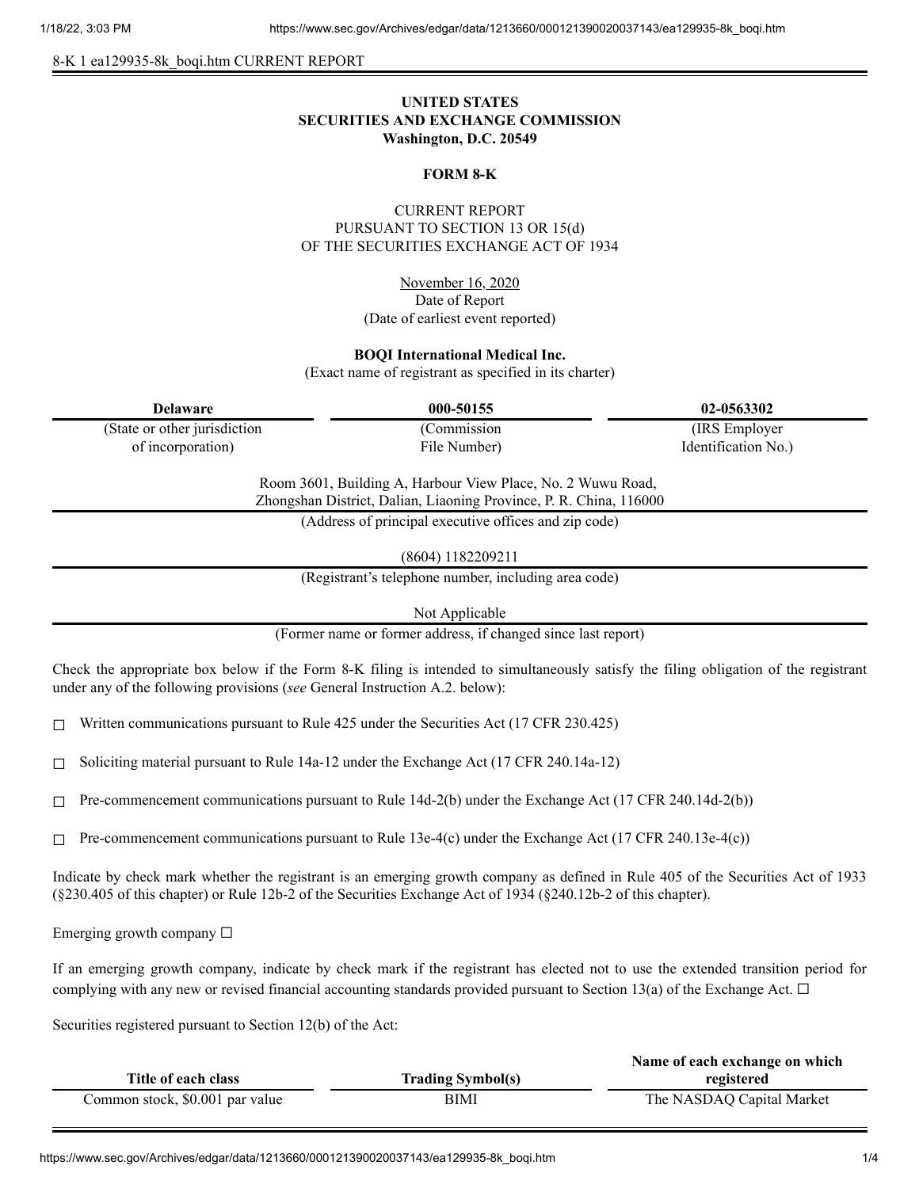8-K 1 ea129935-8k_boqi.htm CURRENT REPORT

**UNITED STATES**
**SECURITIES AND EXCHANGE COMMISSION**
**Washington, D.C. 20549**

**FORM 8-K**

CURRENT REPORT
PURSUANT TO SECTION 13 OR 15(d)
OF THE SECURITIES EXCHANGE ACT OF 1934

November 16, 2020
Date of Report
(Date of earliest event reported)

**BOQI International Medical Inc.**
(Exact name of registrant as specified in its charter)

| Delaware | 000-50155 | 02-0563302 |
|---|---|---|
| (State or other jurisdiction of incorporation) | (Commission File Number) | (IRS Employer Identification No.) |

Room 3601, Building A, Harbour View Place, No. 2 Wuwu Road,
Zhongshan District, Dalian, Liaoning Province, P. R. China, 116000
(Address of principal executive offices and zip code)

(8604) 1182209211
(Registrant's telephone number, including area code)

Not Applicable
(Former name or former address, if changed since last report)

Check the appropriate box below if the Form 8-K filing is intended to simultaneously satisfy the filing obligation of the registrant under any of the following provisions (*see* General Instruction A.2. below):

☐ Written communications pursuant to Rule 425 under the Securities Act (17 CFR 230.425)

☐ Soliciting material pursuant to Rule 14a-12 under the Exchange Act (17 CFR 240.14a-12)

☐ Pre-commencement communications pursuant to Rule 14d-2(b) under the Exchange Act (17 CFR 240.14d-2(b))

☐ Pre-commencement communications pursuant to Rule 13e-4(c) under the Exchange Act (17 CFR 240.13e-4(c))

Indicate by check mark whether the registrant is an emerging growth company as defined in Rule 405 of the Securities Act of 1933 (§230.405 of this chapter) or Rule 12b-2 of the Securities Exchange Act of 1934 (§240.12b-2 of this chapter).

Emerging growth company ☐

If an emerging growth company, indicate by check mark if the registrant has elected not to use the extended transition period for complying with any new or revised financial accounting standards provided pursuant to Section 13(a) of the Exchange Act. ☐

Securities registered pursuant to Section 12(b) of the Act:

| Title of each class | Trading Symbol(s) | Name of each exchange on which registered |
|---|---|---|
| Common stock, $0.001 par value | BIMI | The NASDAQ Capital Market |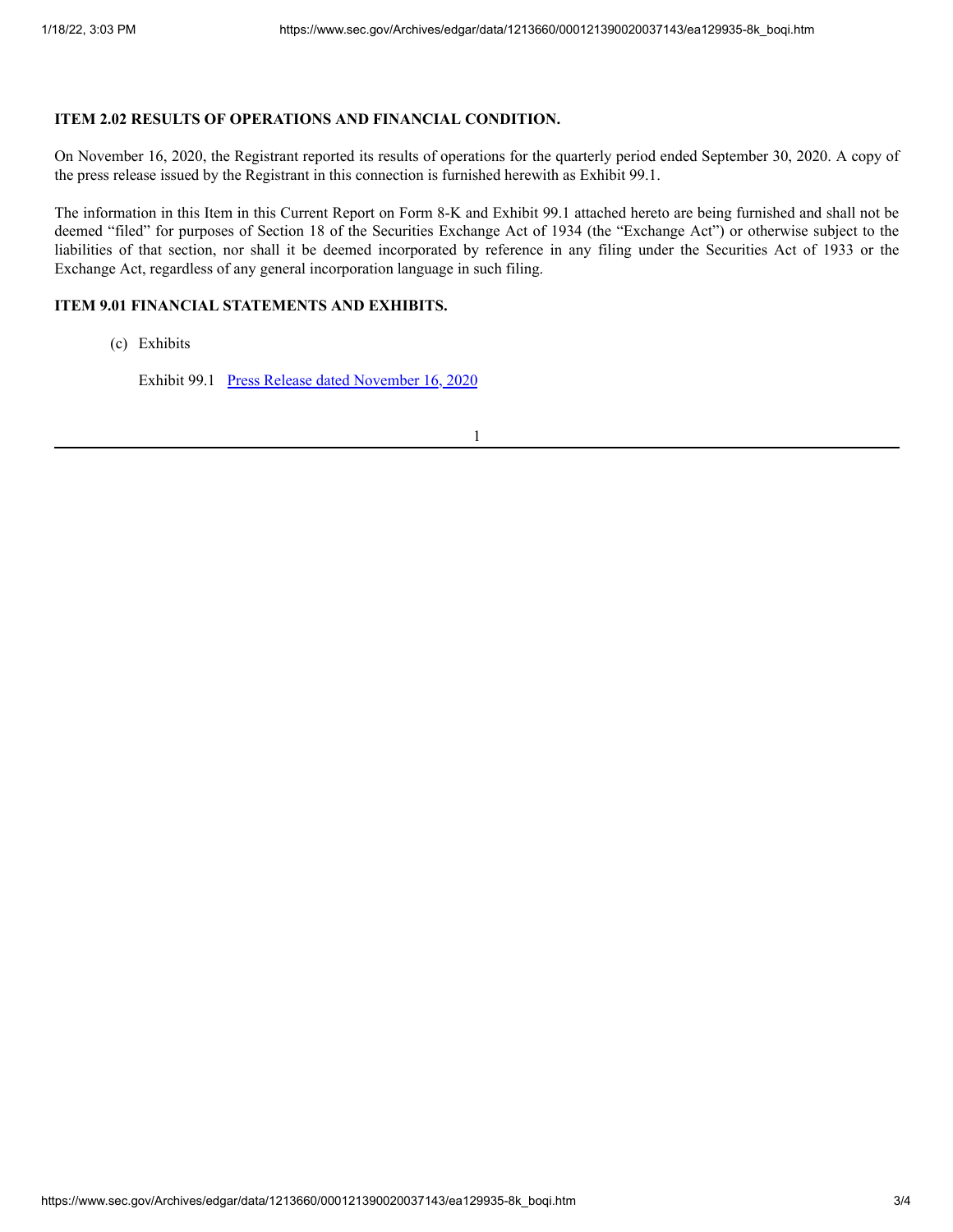**ITEM 2.02 RESULTS OF OPERATIONS AND FINANCIAL CONDITION.**

On November 16, 2020, the Registrant reported its results of operations for the quarterly period ended September 30, 2020. A copy of the press release issued by the Registrant in this connection is furnished herewith as Exhibit 99.1.

The information in this Item in this Current Report on Form 8-K and Exhibit 99.1 attached hereto are being furnished and shall not be deemed "filed" for purposes of Section 18 of the Securities Exchange Act of 1934 (the "Exchange Act") or otherwise subject to the liabilities of that section, nor shall it be deemed incorporated by reference in any filing under the Securities Act of 1933 or the Exchange Act, regardless of any general incorporation language in such filing.

**ITEM 9.01 FINANCIAL STATEMENTS AND EXHIBITS.**

(c) Exhibits

Exhibit 99.1 Press Release dated November 16, 2020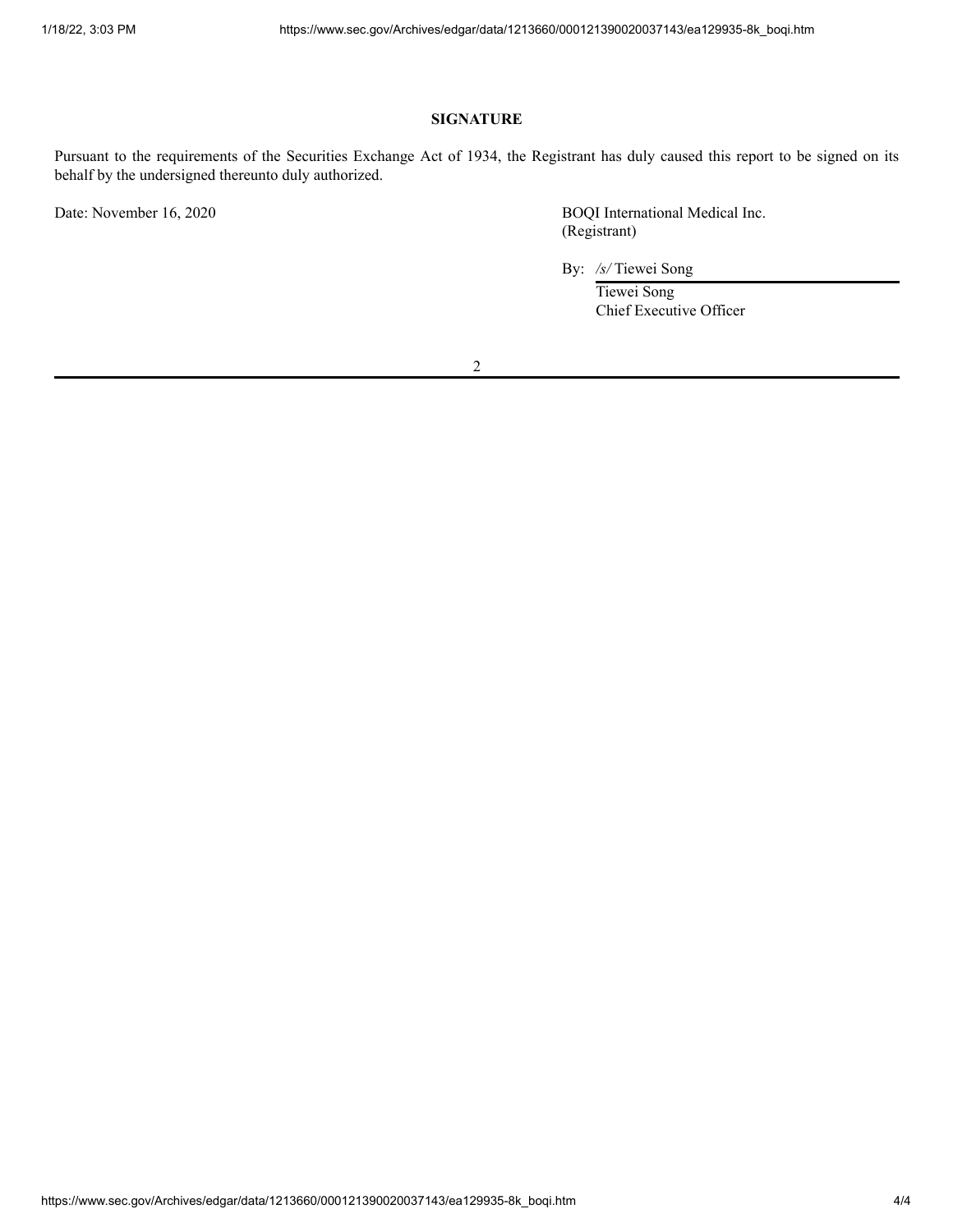**SIGNATURE**

Pursuant to the requirements of the Securities Exchange Act of 1934, the Registrant has duly caused this report to be signed on its behalf by the undersigned thereunto duly authorized.

Date: November 16, 2020

BOQI International Medical Inc.
(Registrant)

By: */s/* Tiewei Song
Tiewei Song
Chief Executive Officer